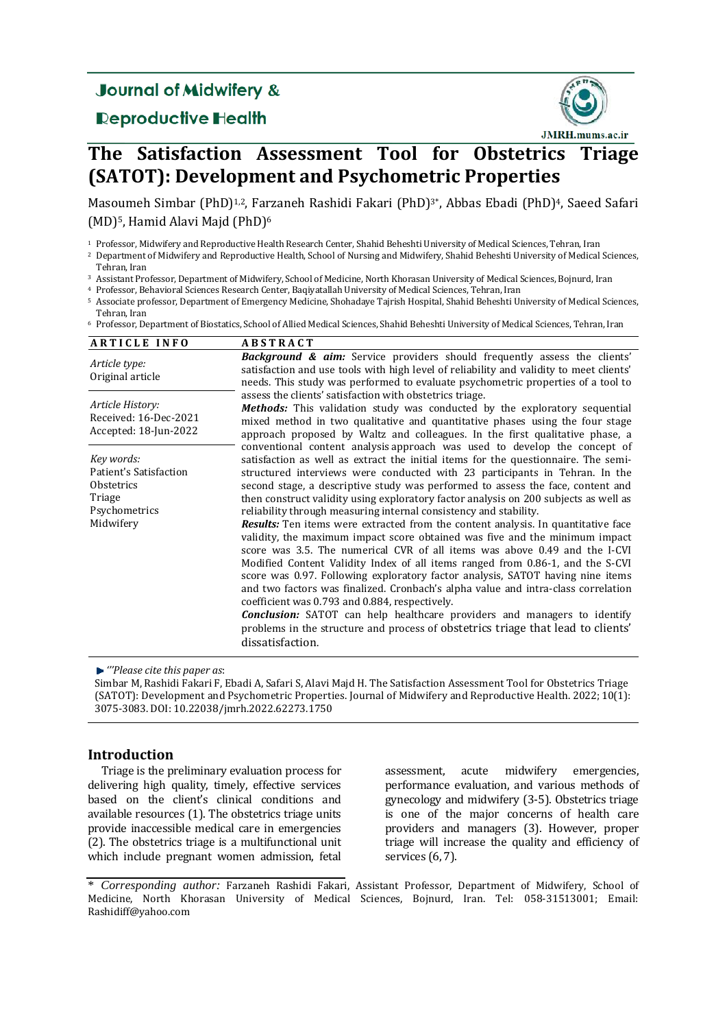Journal of Midwifery & Reproductive Health

# The Satisfaction Assessment Tool for Obstetrics Triage (SATOT): Development and Psychometric Properties

Masoumeh Simbar (PhD)[1,2], Farzaneh Rashidi Fakari (PhD)[3*], Abbas Ebadi (PhD)[4], Saeed Safari (MD)[5], Hamid Alavi Majd (PhD)[6]

[1] Professor, Midwifery and Reproductive Health Research Center, Shahid Beheshti University of Medical Sciences, Tehran, Iran
[2] Department of Midwifery and Reproductive Health, School of Nursing and Midwifery, Shahid Beheshti University of Medical Sciences, Tehran, Iran
[3] Assistant Professor, Department of Midwifery, School of Medicine, North Khorasan University of Medical Sciences, Bojnurd, Iran
[4] Professor, Behavioral Sciences Research Center, Baqiyatallah University of Medical Sciences, Tehran, Iran
[5] Associate professor, Department of Emergency Medicine, Shohadaye Tajrish Hospital, Shahid Beheshti University of Medical Sciences, Tehran, Iran
[6] Professor, Department of Biostatistics, School of Allied Medical Sciences, Shahid Beheshti University of Medical Sciences, Tehran, Iran

## ARTICLE INFO

*Article type:*
Original article

*Article History:*
Received: 16-Dec-2021
Accepted: 18-Jun-2022

*Key words:*
Patient's Satisfaction
Obstetrics
Triage
Psychometrics
Midwifery

## ABSTRACT

***Background & aim:*** Service providers should frequently assess the clients' satisfaction and use tools with high level of reliability and validity to meet clients' needs. This study was performed to evaluate psychometric properties of a tool to assess the clients' satisfaction with obstetrics triage.

***Methods:*** This validation study was conducted by the exploratory sequential mixed method in two qualitative and quantitative phases using the four stage approach proposed by Waltz and colleagues. In the first qualitative phase, a conventional content analysis approach was used to develop the concept of satisfaction as well as extract the initial items for the questionnaire. The semi-structured interviews were conducted with 23 participants in Tehran. In the second stage, a descriptive study was performed to assess the face, content and then construct validity using exploratory factor analysis on 200 subjects as well as reliability through measuring internal consistency and stability.

***Results:*** Ten items were extracted from the content analysis. In quantitative face validity, the maximum impact score obtained was five and the minimum impact score was 3.5. The numerical CVR of all items was above 0.49 and the I-CVI Modified Content Validity Index of all items ranged from 0.86-1, and the S-CVI score was 0.97. Following exploratory factor analysis, SATOT having nine items and two factors was finalized. Cronbach's alpha value and intra-class correlation coefficient was 0.793 and 0.884, respectively.

***Conclusion:*** SATOT can help healthcare providers and managers to identify problems in the structure and process of obstetrics triage that lead to clients' dissatisfaction.

*Please cite this paper as*:
Simbar M, Rashidi Fakari F, Ebadi A, Safari S, Alavi Majd H. The Satisfaction Assessment Tool for Obstetrics Triage (SATOT): Development and Psychometric Properties. Journal of Midwifery and Reproductive Health. 2022; 10(1): 3075-3083. DOI: 10.22038/jmrh.2022.62273.1750

## Introduction

Triage is the preliminary evaluation process for delivering high quality, timely, effective services based on the client's clinical conditions and available resources (1). The obstetrics triage units provide inaccessible medical care in emergencies (2). The obstetrics triage is a multifunctional unit which include pregnant women admission, fetal assessment, acute midwifery emergencies, performance evaluation, and various methods of gynecology and midwifery (3-5). Obstetrics triage is one of the major concerns of health care providers and managers (3). However, proper triage will increase the quality and efficiency of services (6, 7).

\* *Corresponding author:* Farzaneh Rashidi Fakari, Assistant Professor, Department of Midwifery, School of Medicine, North Khorasan University of Medical Sciences, Bojnurd, Iran. Tel: 058-31513001; Email: Rashidiff@yahoo.com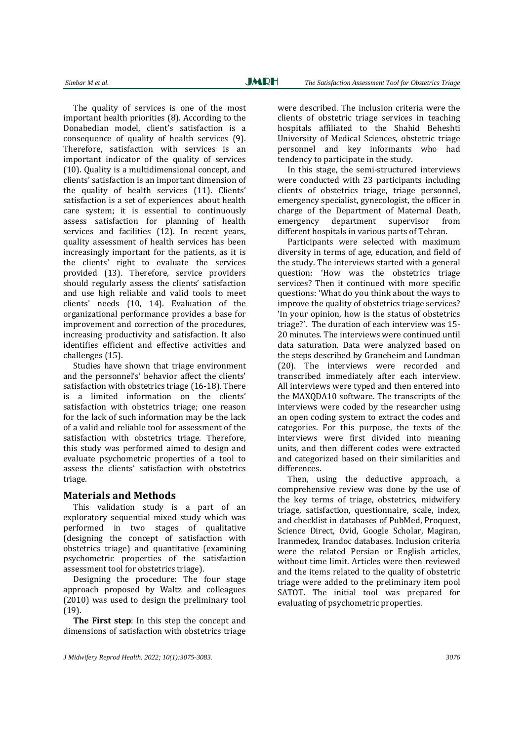The quality of services is one of the most important health priorities (8). According to the Donabedian model, client's satisfaction is a consequence of quality of health services (9). Therefore, satisfaction with services is an important indicator of the quality of services (10). Quality is a multidimensional concept, and clients' satisfaction is an important dimension of the quality of health services (11). Clients' satisfaction is a set of experiences about health care system; it is essential to continuously assess satisfaction for planning of health services and facilities (12). In recent years, quality assessment of health services has been increasingly important for the patients, as it is the clients' right to evaluate the services provided (13). Therefore, service providers should regularly assess the clients' satisfaction and use high reliable and valid tools to meet clients' needs (10, 14). Evaluation of the organizational performance provides a base for improvement and correction of the procedures, increasing productivity and satisfaction. It also identifies efficient and effective activities and challenges (15).

Studies have shown that triage environment and the personnel's' behavior affect the clients' satisfaction with obstetrics triage (16-18). There is a limited information on the clients' satisfaction with obstetrics triage; one reason for the lack of such information may be the lack of a valid and reliable tool for assessment of the satisfaction with obstetrics triage. Therefore, this study was performed aimed to design and evaluate psychometric properties of a tool to assess the clients' satisfaction with obstetrics triage.

## Materials and Methods

This validation study is a part of an exploratory sequential mixed study which was performed in two stages of qualitative (designing the concept of satisfaction with obstetrics triage) and quantitative (examining psychometric properties of the satisfaction assessment tool for obstetrics triage).

Designing the procedure: The four stage approach proposed by Waltz and colleagues (2010) was used to design the preliminary tool (19).

**The First step**: In this step the concept and dimensions of satisfaction with obstetrics triage were described. The inclusion criteria were the clients of obstetric triage services in teaching hospitals affiliated to the Shahid Beheshti University of Medical Sciences, obstetric triage personnel and key informants who had tendency to participate in the study.

In this stage, the semi-structured interviews were conducted with 23 participants including clients of obstetrics triage, triage personnel, emergency specialist, gynecologist, the officer in charge of the Department of Maternal Death, emergency department supervisor from different hospitals in various parts of Tehran.

Participants were selected with maximum diversity in terms of age, education, and field of the study. The interviews started with a general question: 'How was the obstetrics triage services? Then it continued with more specific questions: 'What do you think about the ways to improve the quality of obstetrics triage services? 'In your opinion, how is the status of obstetrics triage?'. The duration of each interview was 15-20 minutes. The interviews were continued until data saturation. Data were analyzed based on the steps described by Graneheim and Lundman (20). The interviews were recorded and transcribed immediately after each interview. All interviews were typed and then entered into the MAXQDA10 software. The transcripts of the interviews were coded by the researcher using an open coding system to extract the codes and categories. For this purpose, the texts of the interviews were first divided into meaning units, and then different codes were extracted and categorized based on their similarities and differences.

Then, using the deductive approach, a comprehensive review was done by the use of the key terms of triage, obstetrics, midwifery triage, satisfaction, questionnaire, scale, index, and checklist in databases of PubMed, Proquest, Science Direct, Ovid, Google Scholar, Magiran, Iranmedex, Irandoc databases. Inclusion criteria were the related Persian or English articles, without time limit. Articles were then reviewed and the items related to the quality of obstetric triage were added to the preliminary item pool SATOT. The initial tool was prepared for evaluating of psychometric properties.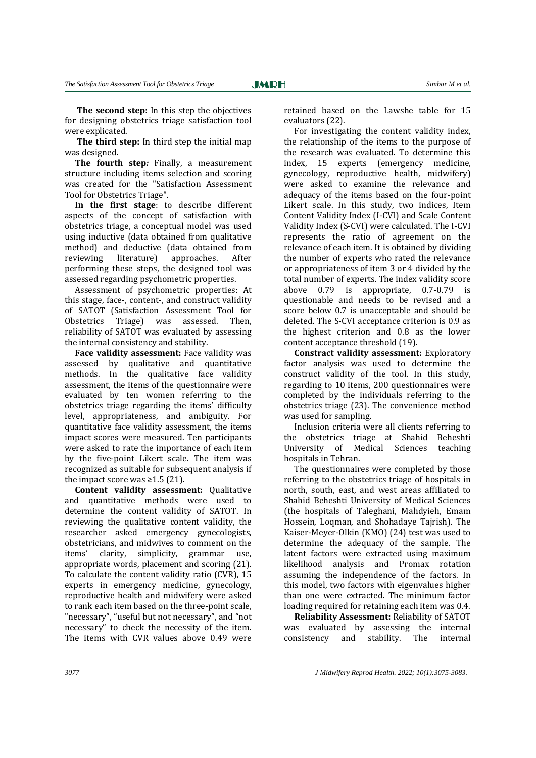**The second step:** In this step the objectives for designing obstetrics triage satisfaction tool were explicated.

**The third step:** In third step the initial map was designed.

**The fourth step:** Finally, a measurement structure including items selection and scoring was created for the "Satisfaction Assessment Tool for Obstetrics Triage".

**In the first stage**: to describe different aspects of the concept of satisfaction with obstetrics triage, a conceptual model was used using inductive (data obtained from qualitative method) and deductive (data obtained from reviewing literature) approaches. After performing these steps, the designed tool was assessed regarding psychometric properties.

Assessment of psychometric properties: At this stage, face-, content-, and construct validity of SATOT (Satisfaction Assessment Tool for Obstetrics Triage) was assessed. Then, reliability of SATOT was evaluated by assessing the internal consistency and stability.

**Face validity assessment:** Face validity was assessed by qualitative and quantitative methods. In the qualitative face validity assessment, the items of the questionnaire were evaluated by ten women referring to the obstetrics triage regarding the items' difficulty level, appropriateness, and ambiguity. For quantitative face validity assessment, the items impact scores were measured. Ten participants were asked to rate the importance of each item by the five-point Likert scale. The item was recognized as suitable for subsequent analysis if the impact score was ≥1.5 (21).

**Content validity assessment:** Qualitative and quantitative methods were used to determine the content validity of SATOT. In reviewing the qualitative content validity, the researcher asked emergency gynecologists, obstetricians, and midwives to comment on the items' clarity, simplicity, grammar use, appropriate words, placement and scoring (21). To calculate the content validity ratio (CVR), 15 experts in emergency medicine, gynecology, reproductive health and midwifery were asked to rank each item based on the three-point scale, "necessary", "useful but not necessary", and "not necessary" to check the necessity of the item. The items with CVR values above 0.49 were retained based on the Lawshe table for 15 evaluators (22).

For investigating the content validity index, the relationship of the items to the purpose of the research was evaluated. To determine this index, 15 experts (emergency medicine, gynecology, reproductive health, midwifery) were asked to examine the relevance and adequacy of the items based on the four-point Likert scale. In this study, two indices, Item Content Validity Index (I-CVI) and Scale Content Validity Index (S-CVI) were calculated. The I-CVI represents the ratio of agreement on the relevance of each item. It is obtained by dividing the number of experts who rated the relevance or appropriateness of item 3 or 4 divided by the total number of experts. The index validity score above 0.79 is appropriate, 0.7-0.79 is questionable and needs to be revised and a score below 0.7 is unacceptable and should be deleted. The S-CVI acceptance criterion is 0.9 as the highest criterion and 0.8 as the lower content acceptance threshold (19).

**Constract validity assessment:** Exploratory factor analysis was used to determine the construct validity of the tool. In this study, regarding to 10 items, 200 questionnaires were completed by the individuals referring to the obstetrics triage (23). The convenience method was used for sampling.

Inclusion criteria were all clients referring to the obstetrics triage at Shahid Beheshti University of Medical Sciences teaching hospitals in Tehran.

The questionnaires were completed by those referring to the obstetrics triage of hospitals in north, south, east, and west areas affiliated to Shahid Beheshti University of Medical Sciences (the hospitals of Taleghani, Mahdyieh, Emam Hossein, Loqman, and Shohadaye Tajrish). The Kaiser-Meyer-Olkin (KMO) (24) test was used to determine the adequacy of the sample. The latent factors were extracted using maximum likelihood analysis and Promax rotation assuming the independence of the factors. In this model, two factors with eigenvalues higher than one were extracted. The minimum factor loading required for retaining each item was 0.4.

**Reliability Assessment:** Reliability of SATOT was evaluated by assessing the internal consistency and stability. The internal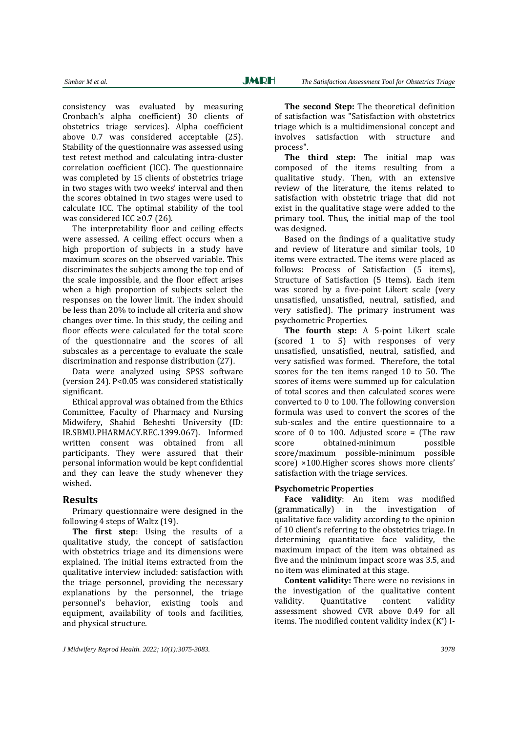consistency was evaluated by measuring Cronbach's alpha coefficient) 30 clients of obstetrics triage services). Alpha coefficient above 0.7 was considered acceptable (25). Stability of the questionnaire was assessed using test retest method and calculating intra-cluster correlation coefficient (ICC). The questionnaire was completed by 15 clients of obstetrics triage in two stages with two weeks' interval and then the scores obtained in two stages were used to calculate ICC. The optimal stability of the tool was considered ICC ≥0.7 (26).

The interpretability floor and ceiling effects were assessed. A ceiling effect occurs when a high proportion of subjects in a study have maximum scores on the observed variable. This discriminates the subjects among the top end of the scale impossible, and the floor effect arises when a high proportion of subjects select the responses on the lower limit. The index should be less than 20% to include all criteria and show changes over time. In this study, the ceiling and floor effects were calculated for the total score of the questionnaire and the scores of all subscales as a percentage to evaluate the scale discrimination and response distribution (27).

Data were analyzed using SPSS software (version 24). P<0.05 was considered statistically significant.

Ethical approval was obtained from the Ethics Committee, Faculty of Pharmacy and Nursing Midwifery, Shahid Beheshti University (ID: IR.SBMU.PHARMACY.REC.1399.067). Informed written consent was obtained from all participants. They were assured that their personal information would be kept confidential and they can leave the study whenever they wished**.**

## Results

Primary questionnaire were designed in the following 4 steps of Waltz (19).

**The first step**: Using the results of a qualitative study, the concept of satisfaction with obstetrics triage and its dimensions were explained. The initial items extracted from the qualitative interview included: satisfaction with the triage personnel, providing the necessary explanations by the personnel, the triage personnel's behavior, existing tools and equipment, availability of tools and facilities, and physical structure.

**The second Step:** The theoretical definition of satisfaction was "Satisfaction with obstetrics triage which is a multidimensional concept and involves satisfaction with structure and process".

**The third step:** The initial map was composed of the items resulting from a qualitative study. Then, with an extensive review of the literature, the items related to satisfaction with obstetric triage that did not exist in the qualitative stage were added to the primary tool. Thus, the initial map of the tool was designed.

Based on the findings of a qualitative study and review of literature and similar tools, 10 items were extracted. The items were placed as follows: Process of Satisfaction (5 items), Structure of Satisfaction (5 Items). Each item was scored by a five-point Likert scale (very unsatisfied, unsatisfied, neutral, satisfied, and very satisfied). The primary instrument was psychometric Properties.

**The fourth step:** A 5-point Likert scale (scored 1 to 5) with responses of very unsatisfied, unsatisfied, neutral, satisfied, and very satisfied was formed. Therefore, the total scores for the ten items ranged 10 to 50. The scores of items were summed up for calculation of total scores and then calculated scores were converted to 0 to 100. The following conversion formula was used to convert the scores of the sub-scales and the entire questionnaire to a score of 0 to 100. Adjusted score = (The raw score obtained-minimum possible score/maximum possible-minimum possible score) ×100.Higher scores shows more clients' satisfaction with the triage services.

### Psychometric Properties

**Face validity**: An item was modified (grammatically) in the investigation of qualitative face validity according to the opinion of 10 client's referring to the obstetrics triage. In determining quantitative face validity, the maximum impact of the item was obtained as five and the minimum impact score was 3.5, and no item was eliminated at this stage.

**Content validity:** There were no revisions in the investigation of the qualitative content validity. Quantitative content validity assessment showed CVR above 0.49 for all items. The modified content validity index ($K^*$) I-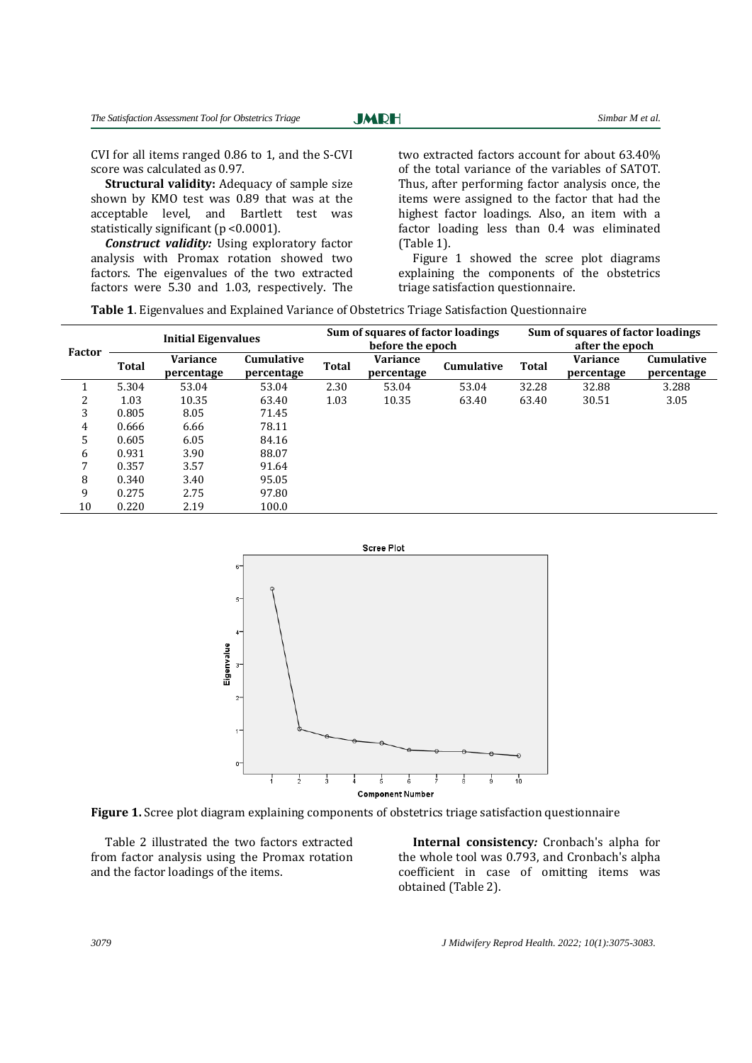CVI for all items ranged 0.86 to 1, and the S-CVI score was calculated as 0.97.

**Structural validity:** Adequacy of sample size shown by KMO test was 0.89 that was at the acceptable level, and Bartlett test was statistically significant (p <0.0001).

***Construct validity:*** Using exploratory factor analysis with Promax rotation showed two factors. The eigenvalues of the two extracted factors were 5.30 and 1.03, respectively. The two extracted factors account for about 63.40% of the total variance of the variables of SATOT. Thus, after performing factor analysis once, the items were assigned to the factor that had the highest factor loadings. Also, an item with a factor loading less than 0.4 was eliminated (Table 1).

Figure 1 showed the scree plot diagrams explaining the components of the obstetrics triage satisfaction questionnaire.

**Table 1**. Eigenvalues and Explained Variance of Obstetrics Triage Satisfaction Questionnaire

| Factor | Initial Eigenvalues | | | Sum of squares of factor loadings before the epoch | | | Sum of squares of factor loadings after the epoch | | |
|---|---|---|---|---|---|---|---|---|---|
| | Total | Variance percentage | Cumulative percentage | Total | Variance percentage | Cumulative | Total | Variance percentage | Cumulative percentage |
| 1 | 5.304 | 53.04 | 53.04 | 2.30 | 53.04 | 53.04 | 32.28 | 32.88 | 3.288 |
| 2 | 1.03 | 10.35 | 63.40 | 1.03 | 10.35 | 63.40 | 63.40 | 30.51 | 3.05 |
| 3 | 0.805 | 8.05 | 71.45 | | | | | | |
| 4 | 0.666 | 6.66 | 78.11 | | | | | | |
| 5 | 0.605 | 6.05 | 84.16 | | | | | | |
| 6 | 0.931 | 3.90 | 88.07 | | | | | | |
| 7 | 0.357 | 3.57 | 91.64 | | | | | | |
| 8 | 0.340 | 3.40 | 95.05 | | | | | | |
| 9 | 0.275 | 2.75 | 97.80 | | | | | | |
| 10 | 0.220 | 2.19 | 100.0 | | | | | | |

**Figure 1.** Scree plot diagram explaining components of obstetrics triage satisfaction questionnaire

Table 2 illustrated the two factors extracted from factor analysis using the Promax rotation and the factor loadings of the items.

**Internal consistency*:*** Cronbach's alpha for the whole tool was 0.793, and Cronbach's alpha coefficient in case of omitting items was obtained (Table 2).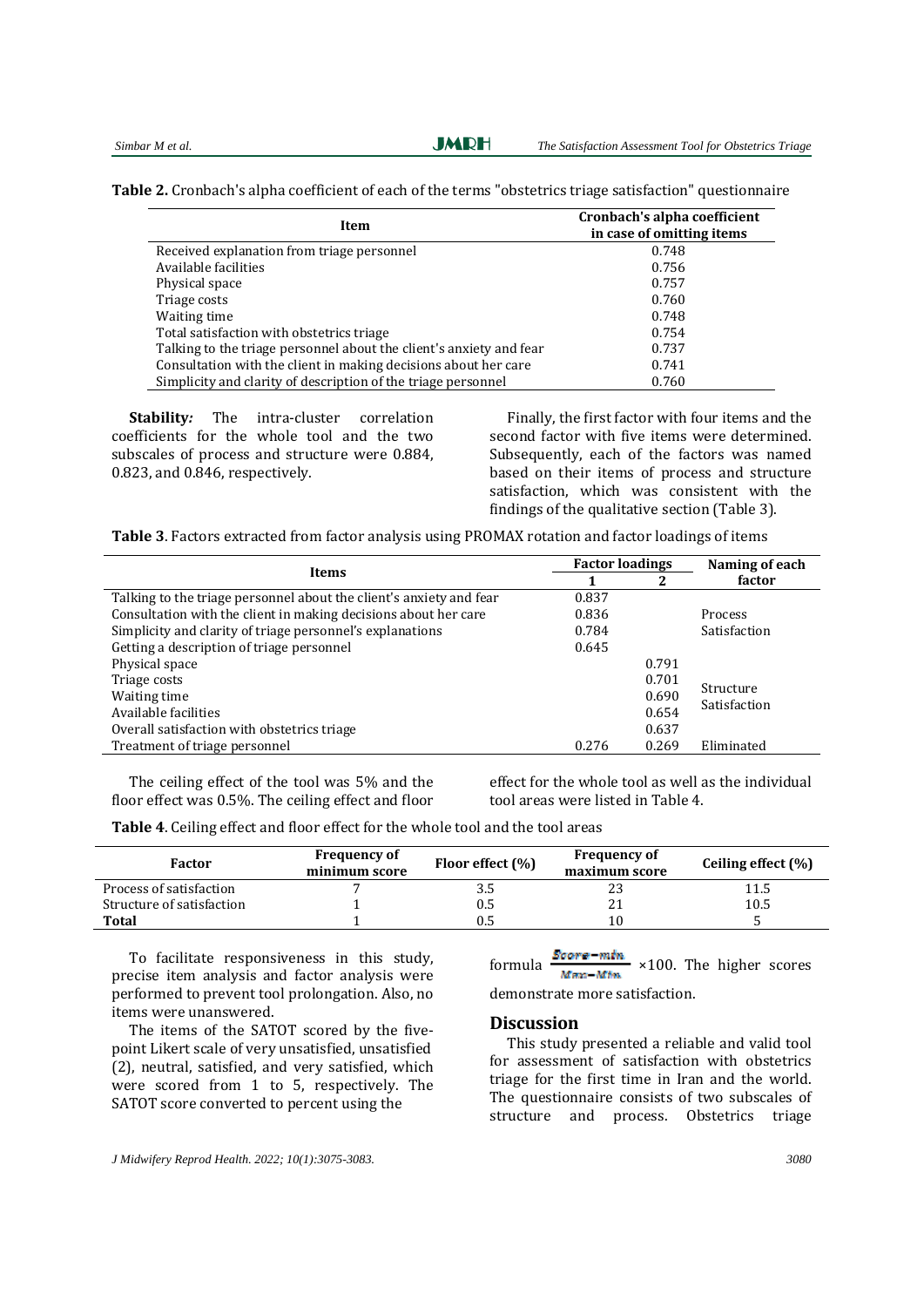**Table 2.** Cronbach's alpha coefficient of each of the terms "obstetrics triage satisfaction" questionnaire

| Item | Cronbach's alpha coefficient in case of omitting items |
|---|---|
| Received explanation from triage personnel | 0.748 |
| Available facilities | 0.756 |
| Physical space | 0.757 |
| Triage costs | 0.760 |
| Waiting time | 0.748 |
| Total satisfaction with obstetrics triage | 0.754 |
| Talking to the triage personnel about the client's anxiety and fear | 0.737 |
| Consultation with the client in making decisions about her care | 0.741 |
| Simplicity and clarity of description of the triage personnel | 0.760 |

***Stability:*** The intra-cluster correlation coefficients for the whole tool and the two subscales of process and structure were 0.884, 0.823, and 0.846, respectively.

Finally, the first factor with four items and the second factor with five items were determined. Subsequently, each of the factors was named based on their items of process and structure satisfaction, which was consistent with the findings of the qualitative section (Table 3).

**Table 3**. Factors extracted from factor analysis using PROMAX rotation and factor loadings of items

| Items | Factor loadings | | Naming of each factor |
|---|---|---|---|
| | 1 | 2 | |
| Talking to the triage personnel about the client's anxiety and fear | 0.837 | | Process Satisfaction |
| Consultation with the client in making decisions about her care | 0.836 | | |
| Simplicity and clarity of triage personnel's explanations | 0.784 | | |
| Getting a description of triage personnel | 0.645 | | |
| Physical space | | 0.791 | Structure Satisfaction |
| Triage costs | | 0.701 | |
| Waiting time | | 0.690 | |
| Available facilities | | 0.654 | |
| Overall satisfaction with obstetrics triage | | 0.637 | |
| Treatment of triage personnel | 0.276 | 0.269 | Eliminated |

The ceiling effect of the tool was 5% and the floor effect was 0.5%. The ceiling effect and floor effect for the whole tool as well as the individual tool areas were listed in Table 4.

**Table 4**. Ceiling effect and floor effect for the whole tool and the tool areas

| Factor | Frequency of minimum score | Floor effect (%) | Frequency of maximum score | Ceiling effect (%) |
|---|---|---|---|---|
| Process of satisfaction | 7 | 3.5 | 23 | 11.5 |
| Structure of satisfaction | 1 | 0.5 | 21 | 10.5 |
| **Total** | 1 | 0.5 | 10 | 5 |

To facilitate responsiveness in this study, precise item analysis and factor analysis were performed to prevent tool prolongation. Also, no items were unanswered.

The items of the SATOT scored by the five-point Likert scale of very unsatisfied, unsatisfied (2), neutral, satisfied, and very satisfied, which were scored from 1 to 5, respectively. The SATOT score converted to percent using the formula $\frac{Score-min}{Max-Min}$ ×100. The higher scores demonstrate more satisfaction.

## Discussion

This study presented a reliable and valid tool for assessment of satisfaction with obstetrics triage for the first time in Iran and the world. The questionnaire consists of two subscales of structure and process. Obstetrics triage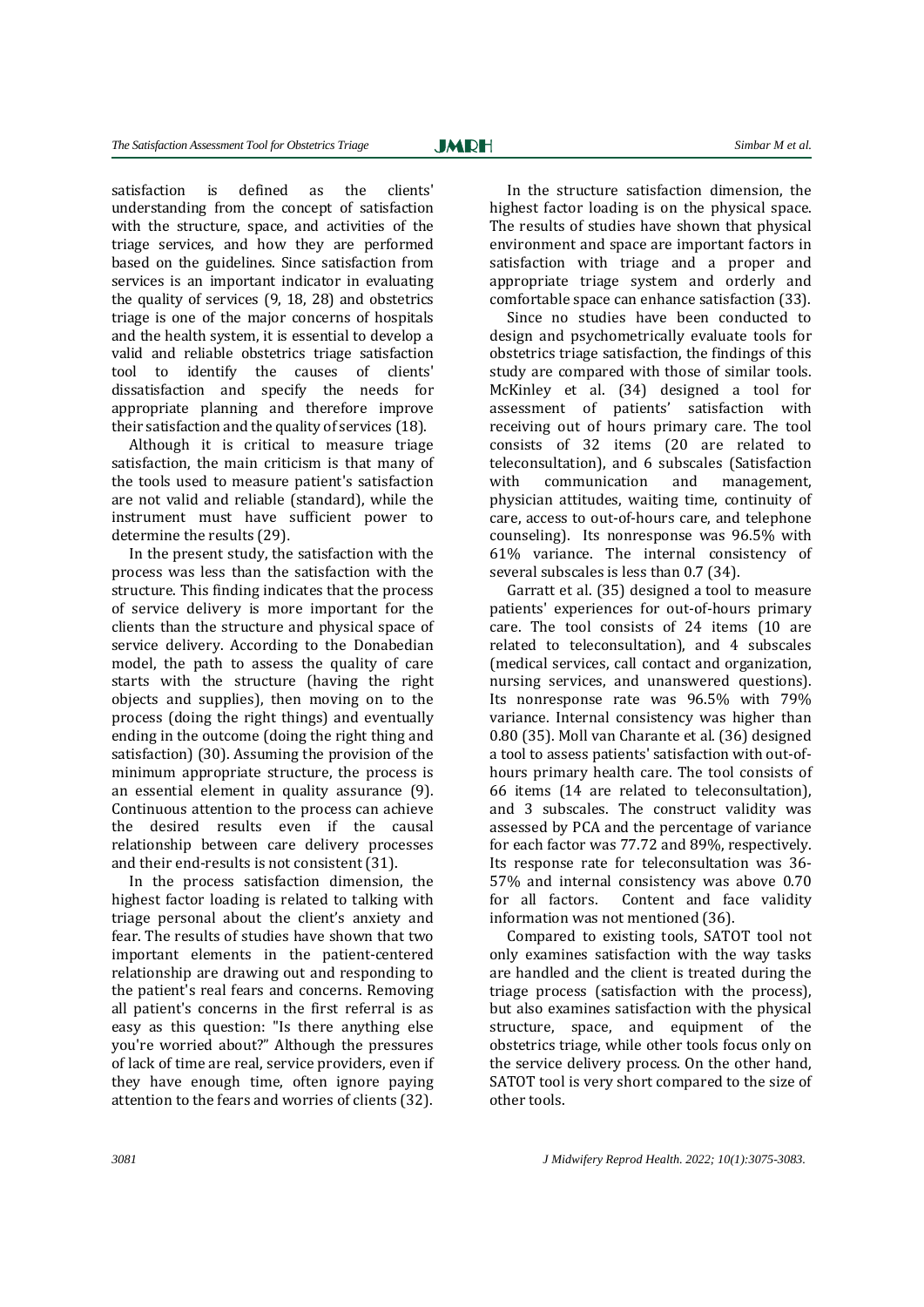satisfaction is defined as the clients' understanding from the concept of satisfaction with the structure, space, and activities of the triage services, and how they are performed based on the guidelines. Since satisfaction from services is an important indicator in evaluating the quality of services (9, 18, 28) and obstetrics triage is one of the major concerns of hospitals and the health system, it is essential to develop a valid and reliable obstetrics triage satisfaction tool to identify the causes of clients' dissatisfaction and specify the needs for appropriate planning and therefore improve their satisfaction and the quality of services (18).

Although it is critical to measure triage satisfaction, the main criticism is that many of the tools used to measure patient's satisfaction are not valid and reliable (standard), while the instrument must have sufficient power to determine the results (29).

In the present study, the satisfaction with the process was less than the satisfaction with the structure. This finding indicates that the process of service delivery is more important for the clients than the structure and physical space of service delivery. According to the Donabedian model, the path to assess the quality of care starts with the structure (having the right objects and supplies), then moving on to the process (doing the right things) and eventually ending in the outcome (doing the right thing and satisfaction) (30). Assuming the provision of the minimum appropriate structure, the process is an essential element in quality assurance (9). Continuous attention to the process can achieve the desired results even if the causal relationship between care delivery processes and their end-results is not consistent (31).

In the process satisfaction dimension, the highest factor loading is related to talking with triage personal about the client's anxiety and fear. The results of studies have shown that two important elements in the patient-centered relationship are drawing out and responding to the patient's real fears and concerns. Removing all patient's concerns in the first referral is as easy as this question: "Is there anything else you're worried about?" Although the pressures of lack of time are real, service providers, even if they have enough time, often ignore paying attention to the fears and worries of clients (32).

In the structure satisfaction dimension, the highest factor loading is on the physical space. The results of studies have shown that physical environment and space are important factors in satisfaction with triage and a proper and appropriate triage system and orderly and comfortable space can enhance satisfaction (33).

Since no studies have been conducted to design and psychometrically evaluate tools for obstetrics triage satisfaction, the findings of this study are compared with those of similar tools. McKinley et al. (34) designed a tool for assessment of patients' satisfaction with receiving out of hours primary care. The tool consists of 32 items (20 are related to teleconsultation), and 6 subscales (Satisfaction with communication and management, physician attitudes, waiting time, continuity of care, access to out-of-hours care, and telephone counseling). Its nonresponse was 96.5% with 61% variance. The internal consistency of several subscales is less than 0.7 (34).

Garratt et al. (35) designed a tool to measure patients' experiences for out-of-hours primary care. The tool consists of 24 items (10 are related to teleconsultation), and 4 subscales (medical services, call contact and organization, nursing services, and unanswered questions). Its nonresponse rate was 96.5% with 79% variance. Internal consistency was higher than 0.80 (35). Moll van Charante et al. (36) designed a tool to assess patients' satisfaction with out-of-hours primary health care. The tool consists of 66 items (14 are related to teleconsultation), and 3 subscales. The construct validity was assessed by PCA and the percentage of variance for each factor was 77.72 and 89%, respectively. Its response rate for teleconsultation was 36-57% and internal consistency was above 0.70 for all factors. Content and face validity information was not mentioned (36).

Compared to existing tools, SATOT tool not only examines satisfaction with the way tasks are handled and the client is treated during the triage process (satisfaction with the process), but also examines satisfaction with the physical structure, space, and equipment of the obstetrics triage, while other tools focus only on the service delivery process. On the other hand, SATOT tool is very short compared to the size of other tools.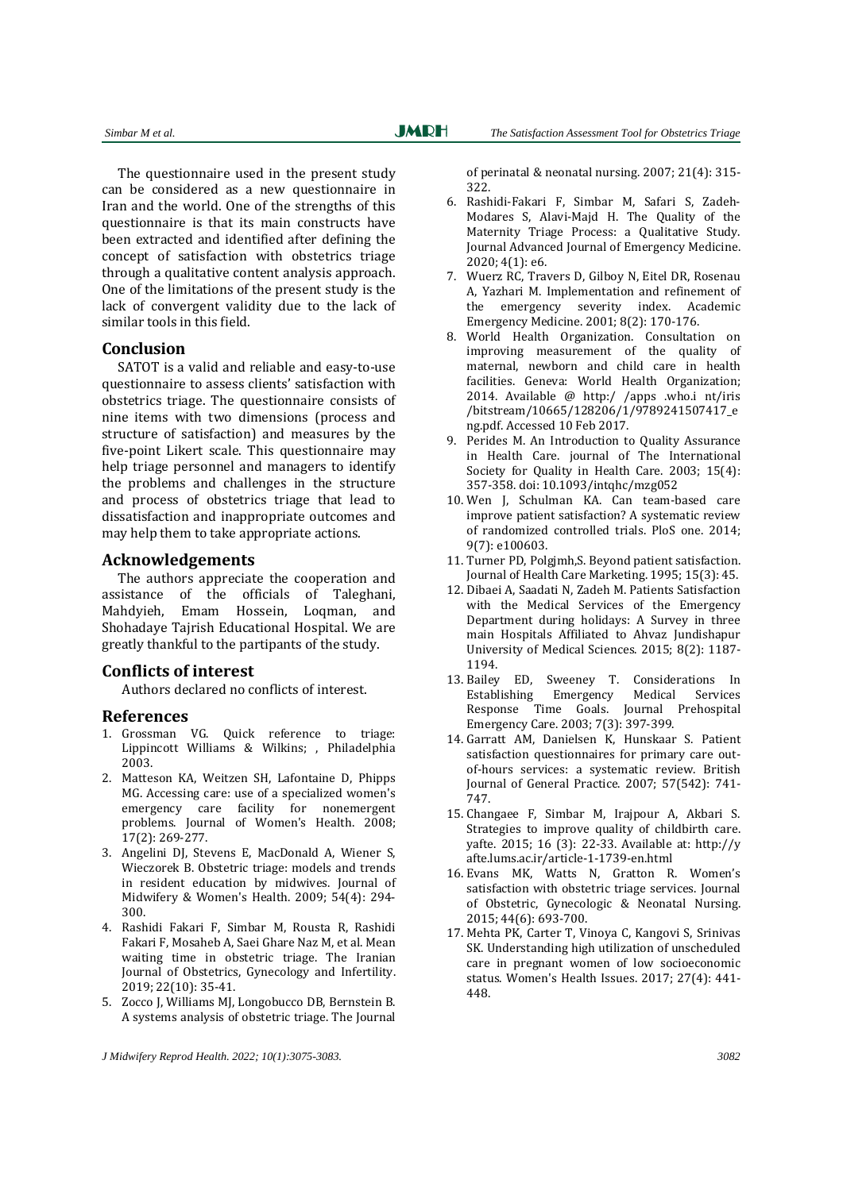The questionnaire used in the present study can be considered as a new questionnaire in Iran and the world. One of the strengths of this questionnaire is that its main constructs have been extracted and identified after defining the concept of satisfaction with obstetrics triage through a qualitative content analysis approach. One of the limitations of the present study is the lack of convergent validity due to the lack of similar tools in this field.

## Conclusion

SATOT is a valid and reliable and easy-to-use questionnaire to assess clients' satisfaction with obstetrics triage. The questionnaire consists of nine items with two dimensions (process and structure of satisfaction) and measures by the five-point Likert scale. This questionnaire may help triage personnel and managers to identify the problems and challenges in the structure and process of obstetrics triage that lead to dissatisfaction and inappropriate outcomes and may help them to take appropriate actions.

## Acknowledgements

The authors appreciate the cooperation and assistance of the officials of Taleghani, Mahdyieh, Emam Hossein, Loqman, and Shohadaye Tajrish Educational Hospital. We are greatly thankful to the partipants of the study.

## Conflicts of interest

Authors declared no conflicts of interest.

## References

1. Grossman VG. Quick reference to triage: Lippincott Williams & Wilkins; , Philadelphia 2003.
2. Matteson KA, Weitzen SH, Lafontaine D, Phipps MG. Accessing care: use of a specialized women's emergency care facility for nonemergent problems. Journal of Women's Health. 2008; 17(2): 269-277.
3. Angelini DJ, Stevens E, MacDonald A, Wiener S, Wieczorek B. Obstetric triage: models and trends in resident education by midwives. Journal of Midwifery & Women's Health. 2009; 54(4): 294-300.
4. Rashidi Fakari F, Simbar M, Rousta R, Rashidi Fakari F, Mosaheb A, Saei Ghare Naz M, et al. Mean waiting time in obstetric triage. The Iranian Journal of Obstetrics, Gynecology and Infertility. 2019; 22(10): 35-41.
5. Zocco J, Williams MJ, Longobucco DB, Bernstein B. A systems analysis of obstetric triage. The Journal of perinatal & neonatal nursing. 2007; 21(4): 315-322.
6. Rashidi-Fakari F, Simbar M, Safari S, Zadeh-Modares S, Alavi-Majd H. The Quality of the Maternity Triage Process: a Qualitative Study. Journal Advanced Journal of Emergency Medicine. 2020; 4(1): e6.
7. Wuerz RC, Travers D, Gilboy N, Eitel DR, Rosenau A, Yazhari M. Implementation and refinement of the emergency severity index. Academic Emergency Medicine. 2001; 8(2): 170-176.
8. World Health Organization. Consultation on improving measurement of the quality of maternal, newborn and child care in health facilities. Geneva: World Health Organization; 2014. Available @ http:/ /apps .who.i nt/iris /bitstream/10665/128206/1/9789241507417_eng.pdf. Accessed 10 Feb 2017.
9. Perides M. An Introduction to Quality Assurance in Health Care. journal of The International Society for Quality in Health Care. 2003; 15(4): 357-358. doi: 10.1093/intqhc/mzg052
10. Wen J, Schulman KA. Can team-based care improve patient satisfaction? A systematic review of randomized controlled trials. PloS one. 2014; 9(7): e100603.
11. Turner PD, Polgjmh,S. Beyond patient satisfaction. Journal of Health Care Marketing. 1995; 15(3): 45.
12. Dibaei A, Saadati N, Zadeh M. Patients Satisfaction with the Medical Services of the Emergency Department during holidays: A Survey in three main Hospitals Affiliated to Ahvaz Jundishapur University of Medical Sciences. 2015; 8(2): 1187-1194.
13. Bailey ED, Sweeney T. Considerations In Establishing Emergency Medical Services Response Time Goals. Journal Prehospital Emergency Care. 2003; 7(3): 397-399.
14. Garratt AM, Danielsen K, Hunskaar S. Patient satisfaction questionnaires for primary care out-of-hours services: a systematic review. British Journal of General Practice. 2007; 57(542): 741-747.
15. Changaee F, Simbar M, Irajpour A, Akbari S. Strategies to improve quality of childbirth care. yafte. 2015; 16 (3): 22-33. Available at: http://yafte.lums.ac.ir/article-1-1739-en.html
16. Evans MK, Watts N, Gratton R. Women's satisfaction with obstetric triage services. Journal of Obstetric, Gynecologic & Neonatal Nursing. 2015; 44(6): 693-700.
17. Mehta PK, Carter T, Vinoya C, Kangovi S, Srinivas SK. Understanding high utilization of unscheduled care in pregnant women of low socioeconomic status. Women's Health Issues. 2017; 27(4): 441-448.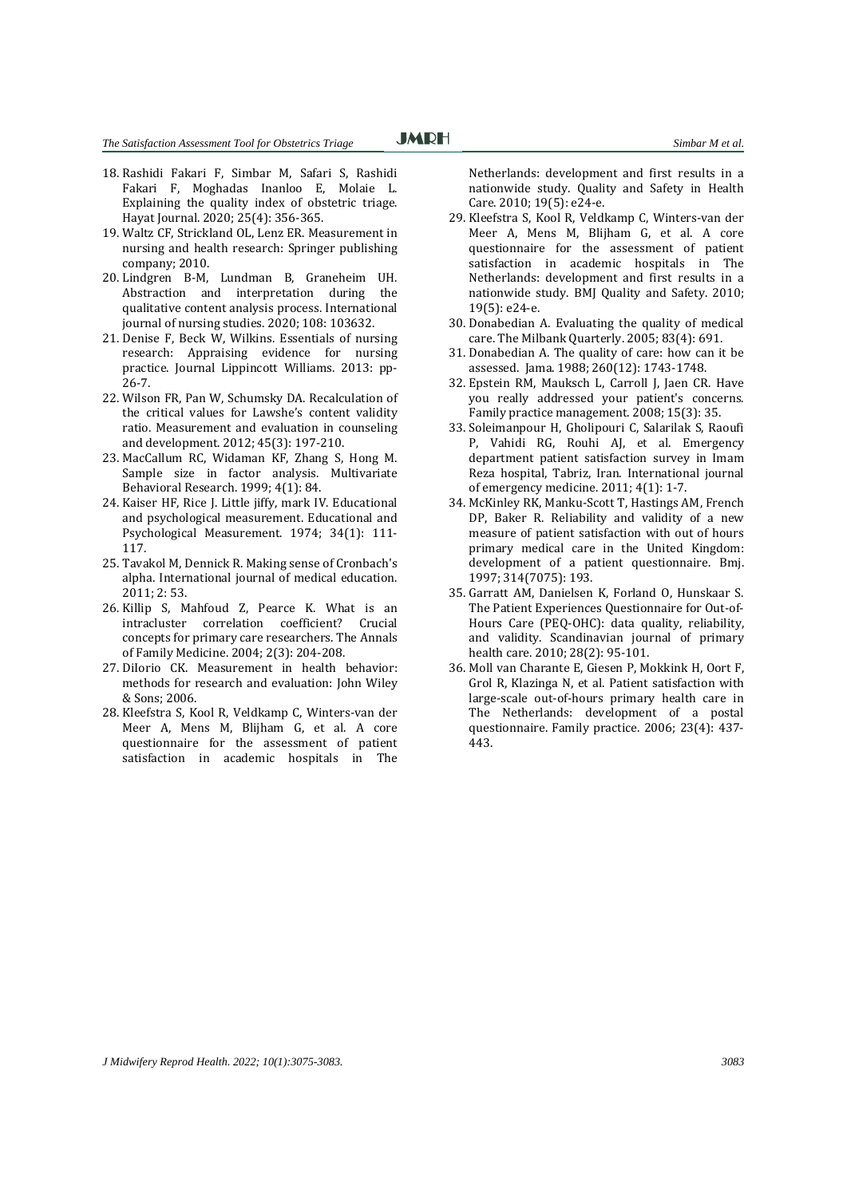18. Rashidi Fakari F, Simbar M, Safari S, Rashidi Fakari F, Moghadas Inanloo E, Molaie L. Explaining the quality index of obstetric triage. Hayat Journal. 2020; 25(4): 356-365.
19. Waltz CF, Strickland OL, Lenz ER. Measurement in nursing and health research: Springer publishing company; 2010.
20. Lindgren B-M, Lundman B, Graneheim UH. Abstraction and interpretation during the qualitative content analysis process. International journal of nursing studies. 2020; 108: 103632.
21. Denise F, Beck W, Wilkins. Essentials of nursing research: Appraising evidence for nursing practice. Journal Lippincott Williams. 2013: pp-26-7.
22. Wilson FR, Pan W, Schumsky DA. Recalculation of the critical values for Lawshe's content validity ratio. Measurement and evaluation in counseling and development. 2012; 45(3): 197-210.
23. MacCallum RC, Widaman KF, Zhang S, Hong M. Sample size in factor analysis. Multivariate Behavioral Research. 1999; 4(1): 84.
24. Kaiser HF, Rice J. Little jiffy, mark IV. Educational and psychological measurement. Educational and Psychological Measurement. 1974; 34(1): 111-117.
25. Tavakol M, Dennick R. Making sense of Cronbach's alpha. International journal of medical education. 2011; 2: 53.
26. Killip S, Mahfoud Z, Pearce K. What is an intracluster correlation coefficient? Crucial concepts for primary care researchers. The Annals of Family Medicine. 2004; 2(3): 204-208.
27. DiIorio CK. Measurement in health behavior: methods for research and evaluation: John Wiley & Sons; 2006.
28. Kleefstra S, Kool R, Veldkamp C, Winters-van der Meer A, Mens M, Blijham G, et al. A core questionnaire for the assessment of patient satisfaction in academic hospitals in The Netherlands: development and first results in a nationwide study. Quality and Safety in Health Care. 2010; 19(5): e24-e.
29. Kleefstra S, Kool R, Veldkamp C, Winters-van der Meer A, Mens M, Blijham G, et al. A core questionnaire for the assessment of patient satisfaction in academic hospitals in The Netherlands: development and first results in a nationwide study. BMJ Quality and Safety. 2010; 19(5): e24-e.
30. Donabedian A. Evaluating the quality of medical care. The Milbank Quarterly. 2005; 83(4): 691.
31. Donabedian A. The quality of care: how can it be assessed. Jama. 1988; 260(12): 1743-1748.
32. Epstein RM, Mauksch L, Carroll J, Jaen CR. Have you really addressed your patient's concerns. Family practice management. 2008; 15(3): 35.
33. Soleimanpour H, Gholipouri C, Salarilak S, Raoufi P, Vahidi RG, Rouhi AJ, et al. Emergency department patient satisfaction survey in Imam Reza hospital, Tabriz, Iran. International journal of emergency medicine. 2011; 4(1): 1-7.
34. McKinley RK, Manku-Scott T, Hastings AM, French DP, Baker R. Reliability and validity of a new measure of patient satisfaction with out of hours primary medical care in the United Kingdom: development of a patient questionnaire. Bmj. 1997; 314(7075): 193.
35. Garratt AM, Danielsen K, Forland O, Hunskaar S. The Patient Experiences Questionnaire for Out-of-Hours Care (PEQ-OHC): data quality, reliability, and validity. Scandinavian journal of primary health care. 2010; 28(2): 95-101.
36. Moll van Charante E, Giesen P, Mokkink H, Oort F, Grol R, Klazinga N, et al. Patient satisfaction with large-scale out-of-hours primary health care in The Netherlands: development of a postal questionnaire. Family practice. 2006; 23(4): 437-443.